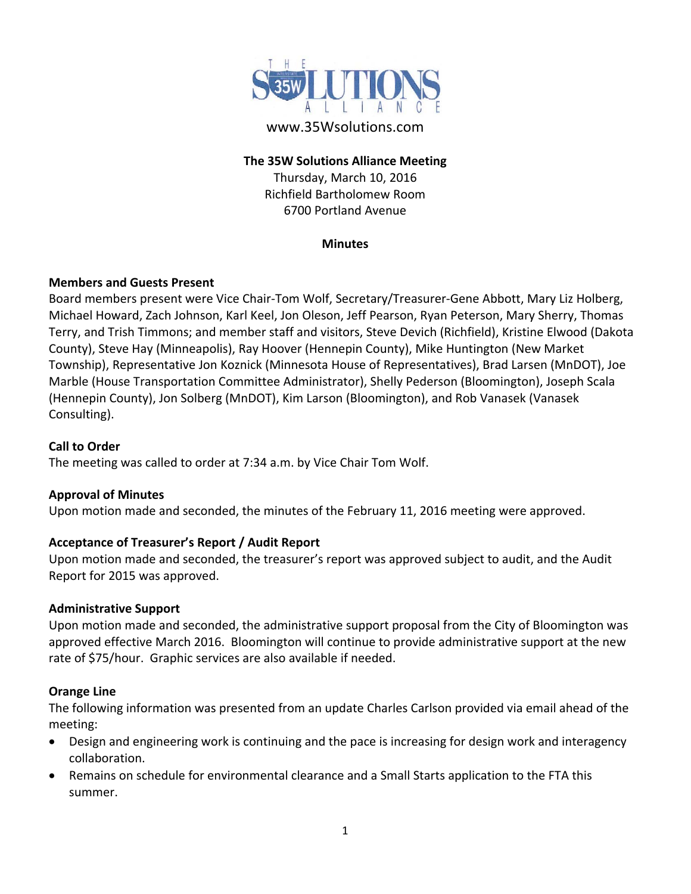# THE 35W SOLUTIONS ALLIANCE

www.35Wsolutions.com

**The 35W Solutions Alliance Meeting**
Thursday, March 10, 2016
Richfield Bartholomew Room
6700 Portland Avenue

**Minutes**

### Members and Guests Present

Board members present were Vice Chair-Tom Wolf, Secretary/Treasurer-Gene Abbott, Mary Liz Holberg, Michael Howard, Zach Johnson, Karl Keel, Jon Oleson, Jeff Pearson, Ryan Peterson, Mary Sherry, Thomas Terry, and Trish Timmons; and member staff and visitors, Steve Devich (Richfield), Kristine Elwood (Dakota County), Steve Hay (Minneapolis), Ray Hoover (Hennepin County), Mike Huntington (New Market Township), Representative Jon Koznick (Minnesota House of Representatives), Brad Larsen (MnDOT), Joe Marble (House Transportation Committee Administrator), Shelly Pederson (Bloomington), Joseph Scala (Hennepin County), Jon Solberg (MnDOT), Kim Larson (Bloomington), and Rob Vanasek (Vanasek Consulting).

### Call to Order

The meeting was called to order at 7:34 a.m. by Vice Chair Tom Wolf.

### Approval of Minutes

Upon motion made and seconded, the minutes of the February 11, 2016 meeting were approved.

### Acceptance of Treasurer's Report / Audit Report

Upon motion made and seconded, the treasurer's report was approved subject to audit, and the Audit Report for 2015 was approved.

### Administrative Support

Upon motion made and seconded, the administrative support proposal from the City of Bloomington was approved effective March 2016. Bloomington will continue to provide administrative support at the new rate of $75/hour. Graphic services are also available if needed.

### Orange Line

The following information was presented from an update Charles Carlson provided via email ahead of the meeting:

- Design and engineering work is continuing and the pace is increasing for design work and interagency collaboration.
- Remains on schedule for environmental clearance and a Small Starts application to the FTA this summer.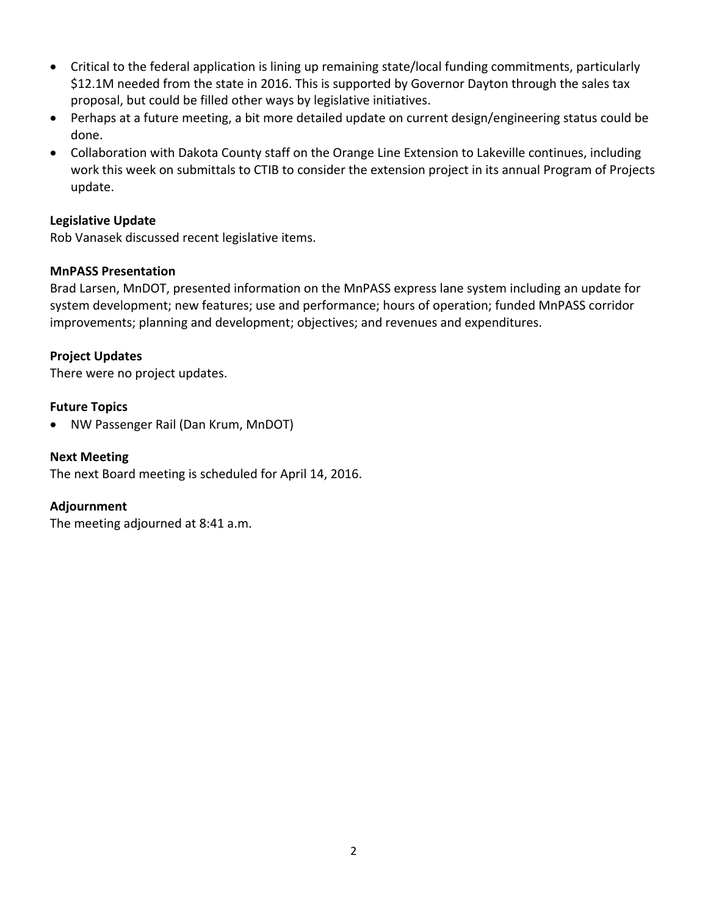- Critical to the federal application is lining up remaining state/local funding commitments, particularly $12.1M needed from the state in 2016. This is supported by Governor Dayton through the sales tax proposal, but could be filled other ways by legislative initiatives.
- Perhaps at a future meeting, a bit more detailed update on current design/engineering status could be done.
- Collaboration with Dakota County staff on the Orange Line Extension to Lakeville continues, including work this week on submittals to CTIB to consider the extension project in its annual Program of Projects update.

**Legislative Update**

Rob Vanasek discussed recent legislative items.

**MnPASS Presentation**

Brad Larsen, MnDOT, presented information on the MnPASS express lane system including an update for system development; new features; use and performance; hours of operation; funded MnPASS corridor improvements; planning and development; objectives; and revenues and expenditures.

**Project Updates**

There were no project updates.

**Future Topics**

- NW Passenger Rail (Dan Krum, MnDOT)

**Next Meeting**

The next Board meeting is scheduled for April 14, 2016.

**Adjournment**

The meeting adjourned at 8:41 a.m.